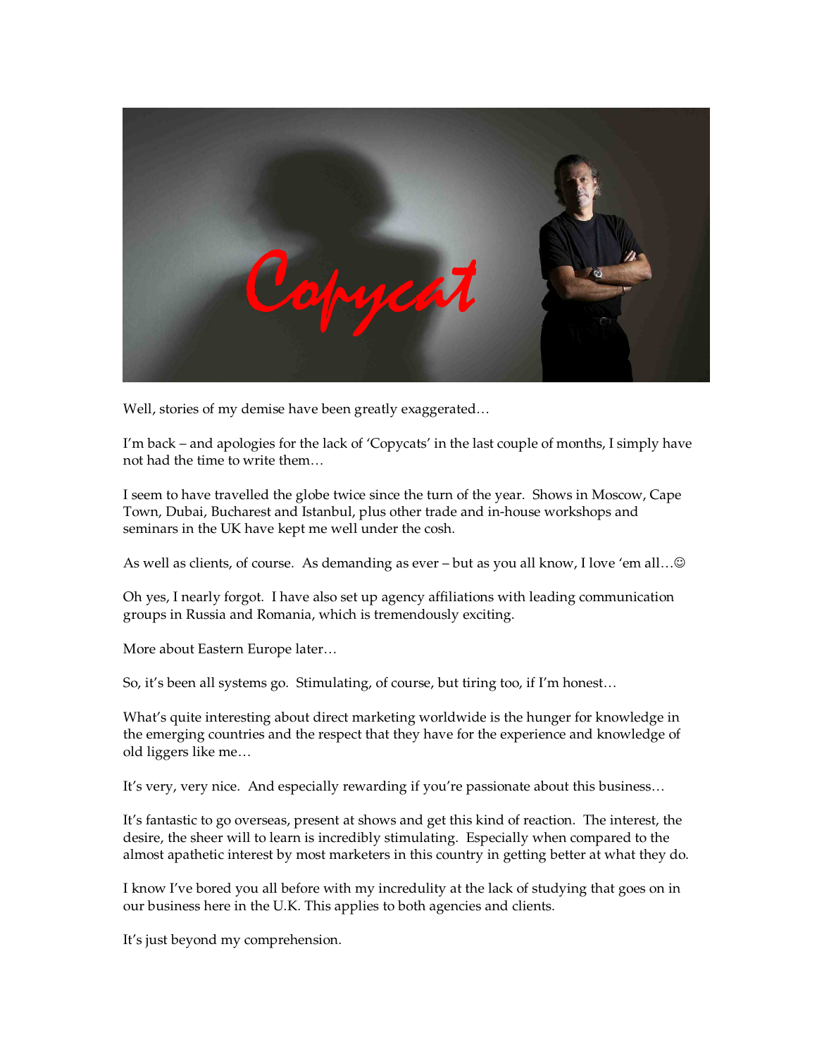# Copycat

Well, stories of my demise have been greatly exaggerated…

I'm back – and apologies for the lack of 'Copycats' in the last couple of months, I simply have not had the time to write them…

I seem to have travelled the globe twice since the turn of the year. Shows in Moscow, Cape Town, Dubai, Bucharest and Istanbul, plus other trade and in-house workshops and seminars in the UK have kept me well under the cosh.

As well as clients, of course. As demanding as ever – but as you all know, I love 'em all…☺

Oh yes, I nearly forgot. I have also set up agency affiliations with leading communication groups in Russia and Romania, which is tremendously exciting.

More about Eastern Europe later…

So, it's been all systems go. Stimulating, of course, but tiring too, if I'm honest…

What's quite interesting about direct marketing worldwide is the hunger for knowledge in the emerging countries and the respect that they have for the experience and knowledge of old liggers like me…

It's very, very nice. And especially rewarding if you're passionate about this business…

It's fantastic to go overseas, present at shows and get this kind of reaction. The interest, the desire, the sheer will to learn is incredibly stimulating. Especially when compared to the almost apathetic interest by most marketers in this country in getting better at what they do.

I know I've bored you all before with my incredulity at the lack of studying that goes on in our business here in the U.K. This applies to both agencies and clients.

It's just beyond my comprehension.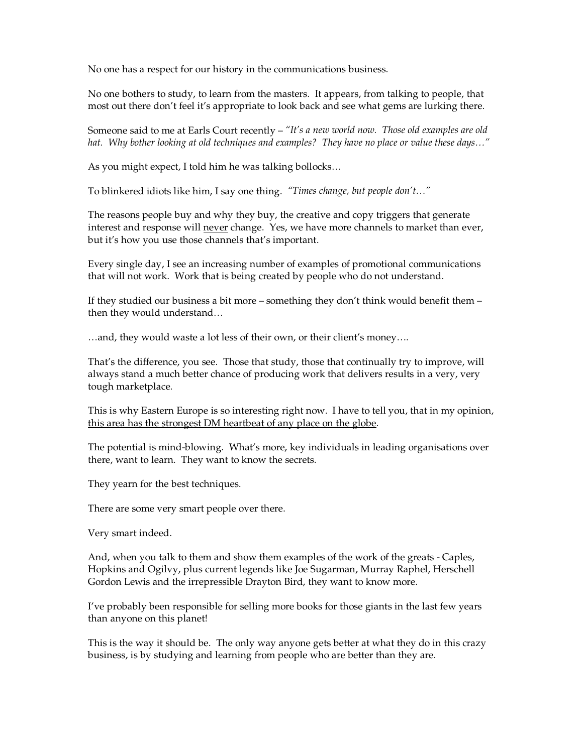No one has a respect for our history in the communications business.

No one bothers to study, to learn from the masters. It appears, from talking to people, that most out there don't feel it's appropriate to look back and see what gems are lurking there.

Someone said to me at Earls Court recently – *"It's a new world now. Those old examples are old hat. Why bother looking at old techniques and examples? They have no place or value these days…"*

As you might expect, I told him he was talking bollocks…

To blinkered idiots like him, I say one thing. *"Times change, but people don't…"*

The reasons people buy and why they buy, the creative and copy triggers that generate interest and response will <u>never</u> change. Yes, we have more channels to market than ever, but it's how you use those channels that's important.

Every single day, I see an increasing number of examples of promotional communications that will not work. Work that is being created by people who do not understand.

If they studied our business a bit more – something they don't think would benefit them – then they would understand…

…and, they would waste a lot less of their own, or their client's money….

That's the difference, you see. Those that study, those that continually try to improve, will always stand a much better chance of producing work that delivers results in a very, very tough marketplace.

This is why Eastern Europe is so interesting right now. I have to tell you, that in my opinion, <u>this area has the strongest DM heartbeat of any place on the globe</u>.

The potential is mind-blowing. What's more, key individuals in leading organisations over there, want to learn. They want to know the secrets.

They yearn for the best techniques.

There are some very smart people over there.

Very smart indeed.

And, when you talk to them and show them examples of the work of the greats - Caples, Hopkins and Ogilvy, plus current legends like Joe Sugarman, Murray Raphel, Herschell Gordon Lewis and the irrepressible Drayton Bird, they want to know more.

I've probably been responsible for selling more books for those giants in the last few years than anyone on this planet!

This is the way it should be. The only way anyone gets better at what they do in this crazy business, is by studying and learning from people who are better than they are.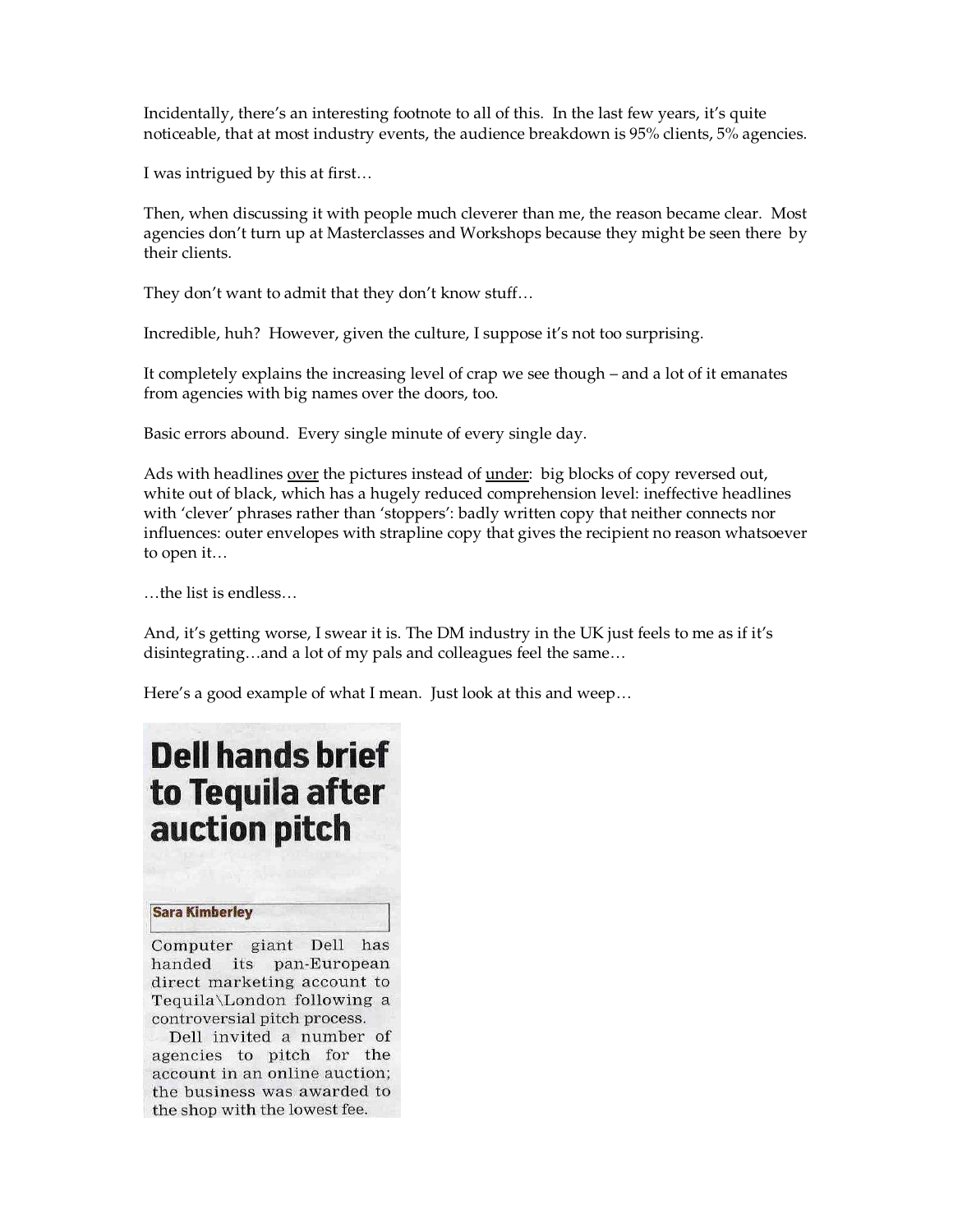Incidentally, there's an interesting footnote to all of this. In the last few years, it's quite noticeable, that at most industry events, the audience breakdown is 95% clients, 5% agencies.

I was intrigued by this at first…

Then, when discussing it with people much cleverer than me, the reason became clear. Most agencies don't turn up at Masterclasses and Workshops because they might be seen there by their clients.

They don't want to admit that they don't know stuff…

Incredible, huh? However, given the culture, I suppose it's not too surprising.

It completely explains the increasing level of crap we see though – and a lot of it emanates from agencies with big names over the doors, too.

Basic errors abound. Every single minute of every single day.

Ads with headlines <u>over</u> the pictures instead of <u>under</u>: big blocks of copy reversed out, white out of black, which has a hugely reduced comprehension level: ineffective headlines with 'clever' phrases rather than 'stoppers': badly written copy that neither connects nor influences: outer envelopes with strapline copy that gives the recipient no reason whatsoever to open it…

…the list is endless…

And, it's getting worse, I swear it is. The DM industry in the UK just feels to me as if it's disintegrating…and a lot of my pals and colleagues feel the same…

Here's a good example of what I mean. Just look at this and weep…

# Dell hands brief to Tequila after auction pitch

**Sara Kimberley**

Computer giant Dell has handed its pan-European direct marketing account to Tequila\London following a controversial pitch process.

Dell invited a number of agencies to pitch for the account in an online auction; the business was awarded to the shop with the lowest fee.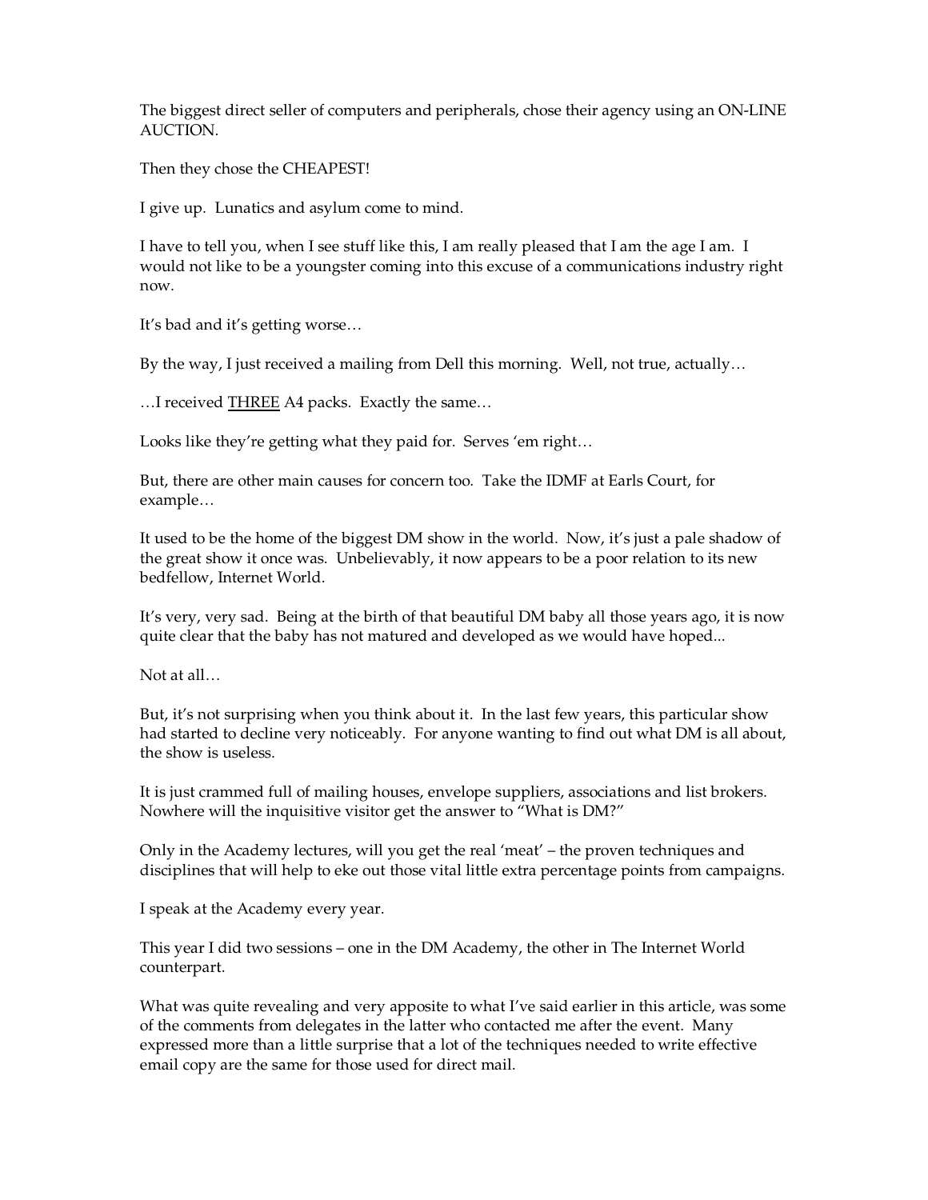The biggest direct seller of computers and peripherals, chose their agency using an ON-LINE AUCTION.

Then they chose the CHEAPEST!

I give up. Lunatics and asylum come to mind.

I have to tell you, when I see stuff like this, I am really pleased that I am the age I am. I would not like to be a youngster coming into this excuse of a communications industry right now.

It's bad and it's getting worse…

By the way, I just received a mailing from Dell this morning. Well, not true, actually…

…I received <u>THREE</u> A4 packs. Exactly the same…

Looks like they're getting what they paid for. Serves 'em right…

But, there are other main causes for concern too. Take the IDMF at Earls Court, for example…

It used to be the home of the biggest DM show in the world. Now, it's just a pale shadow of the great show it once was. Unbelievably, it now appears to be a poor relation to its new bedfellow, Internet World.

It's very, very sad. Being at the birth of that beautiful DM baby all those years ago, it is now quite clear that the baby has not matured and developed as we would have hoped...

Not at all…

But, it's not surprising when you think about it. In the last few years, this particular show had started to decline very noticeably. For anyone wanting to find out what DM is all about, the show is useless.

It is just crammed full of mailing houses, envelope suppliers, associations and list brokers. Nowhere will the inquisitive visitor get the answer to "What is DM?"

Only in the Academy lectures, will you get the real 'meat' – the proven techniques and disciplines that will help to eke out those vital little extra percentage points from campaigns.

I speak at the Academy every year.

This year I did two sessions – one in the DM Academy, the other in The Internet World counterpart.

What was quite revealing and very apposite to what I've said earlier in this article, was some of the comments from delegates in the latter who contacted me after the event. Many expressed more than a little surprise that a lot of the techniques needed to write effective email copy are the same for those used for direct mail.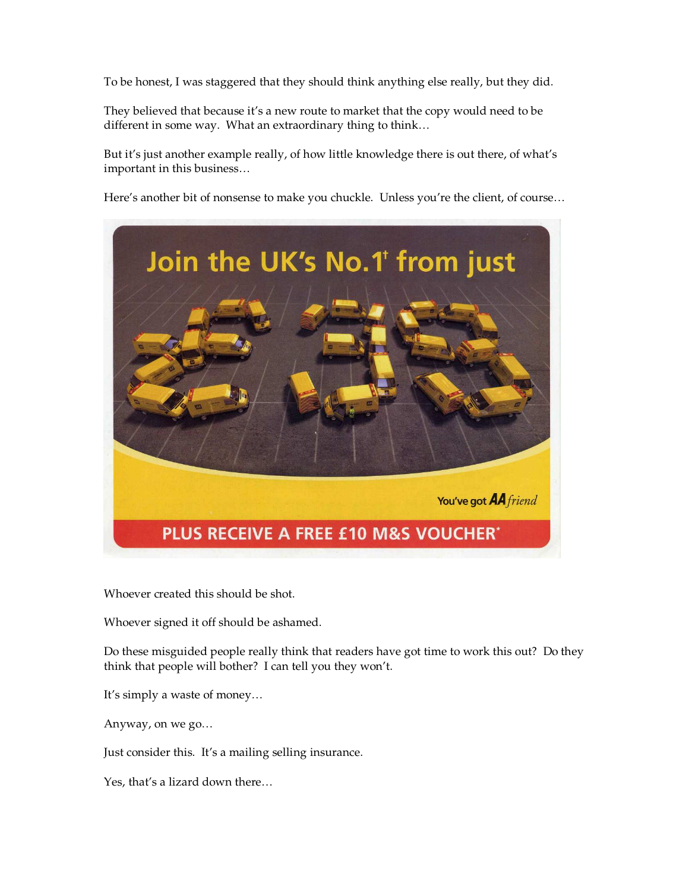To be honest, I was staggered that they should think anything else really, but they did.

They believed that because it's a new route to market that the copy would need to be different in some way. What an extraordinary thing to think…

But it's just another example really, of how little knowledge there is out there, of what's important in this business…

Here's another bit of nonsense to make you chuckle. Unless you're the client, of course…

Join the UK's No.1† from just

You've got AA friend

PLUS RECEIVE A FREE £10 M&S VOUCHER*

Whoever created this should be shot.

Whoever signed it off should be ashamed.

Do these misguided people really think that readers have got time to work this out? Do they think that people will bother? I can tell you they won't.

It's simply a waste of money…

Anyway, on we go…

Just consider this. It's a mailing selling insurance.

Yes, that's a lizard down there…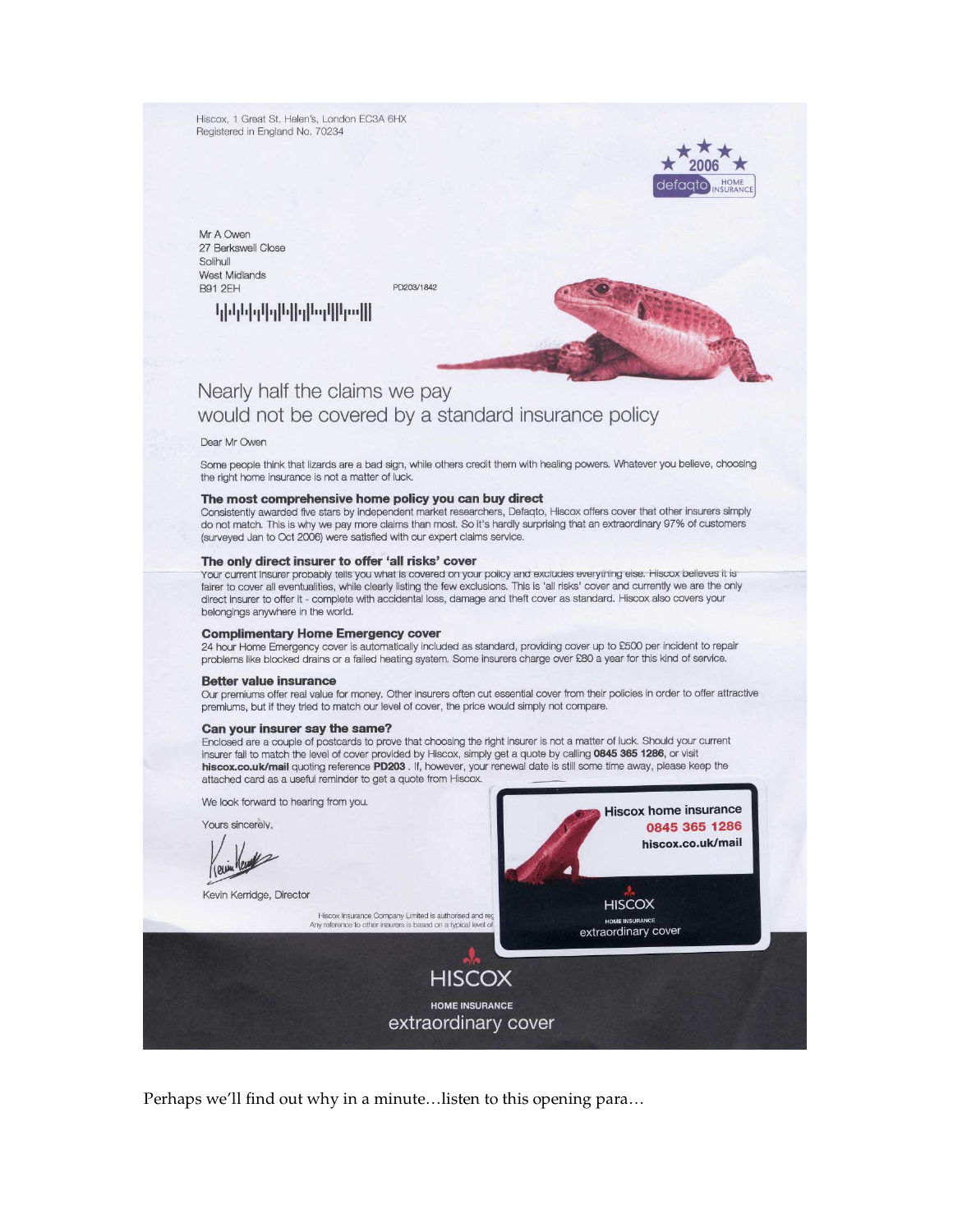Hiscox, 1 Great St. Helen's, London EC3A 6HX
Registered in England No. 70234

2006 defaqto HOME INSURANCE

Mr A Owen
27 Berkswell Close
Solihull
West Midlands
B91 2EH

PD203/1842

# Nearly half the claims we pay would not be covered by a standard insurance policy

Dear Mr Owen

Some people think that lizards are a bad sign, while others credit them with healing powers. Whatever you believe, choosing the right home insurance is not a matter of luck.

**The most comprehensive home policy you can buy direct**
Consistently awarded five stars by independent market researchers, Defaqto, Hiscox offers cover that other insurers simply do not match. This is why we pay more claims than most. So it's hardly surprising that an extraordinary 97% of customers (surveyed Jan to Oct 2006) were satisfied with our expert claims service.

**The only direct insurer to offer 'all risks' cover**
Your current insurer probably tells you what is covered on your policy and excludes everything else. Hiscox believes it is fairer to cover all eventualities, while clearly listing the few exclusions. This is 'all risks' cover and currently we are the only direct insurer to offer it - complete with accidental loss, damage and theft cover as standard. Hiscox also covers your belongings anywhere in the world.

**Complimentary Home Emergency cover**
24 hour Home Emergency cover is automatically included as standard, providing cover up to £500 per incident to repair problems like blocked drains or a failed heating system. Some insurers charge over £80 a year for this kind of service.

**Better value insurance**
Our premiums offer real value for money. Other insurers often cut essential cover from their policies in order to offer attractive premiums, but if they tried to match our level of cover, the price would simply not compare.

**Can your insurer say the same?**
Enclosed are a couple of postcards to prove that choosing the right insurer is not a matter of luck. Should your current insurer fail to match the level of cover provided by Hiscox, simply get a quote by calling **0845 365 1286**, or visit **hiscox.co.uk/mail** quoting reference **PD203** . If, however, your renewal date is still some time away, please keep the attached card as a useful reminder to get a quote from Hiscox.

We look forward to hearing from you.

Yours sincerely,

Kevin Kerridge, Director

Hiscox home insurance
0845 365 1286
hiscox.co.uk/mail

HISCOX
HOME INSURANCE
extraordinary cover

Hiscox Insurance Company Limited is authorised and reg
Any reference to other insurers is based on a typical level of

HISCOX
HOME INSURANCE
extraordinary cover

Perhaps we'll find out why in a minute…listen to this opening para…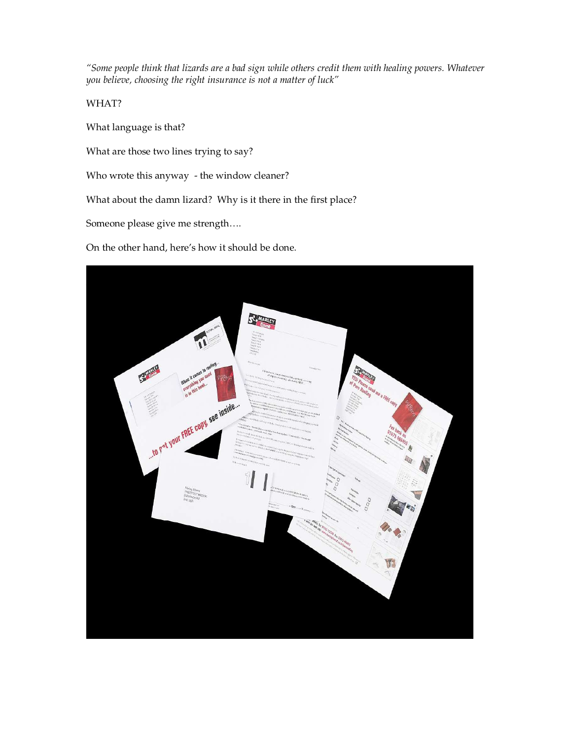*"Some people think that lizards are a bad sign while others credit them with healing powers. Whatever you believe, choosing the right insurance is not a matter of luck"*

WHAT?

What language is that?

What are those two lines trying to say?

Who wrote this anyway - the window cleaner?

What about the damn lizard? Why is it there in the first place?

Someone please give me strength….

On the other hand, here's how it should be done.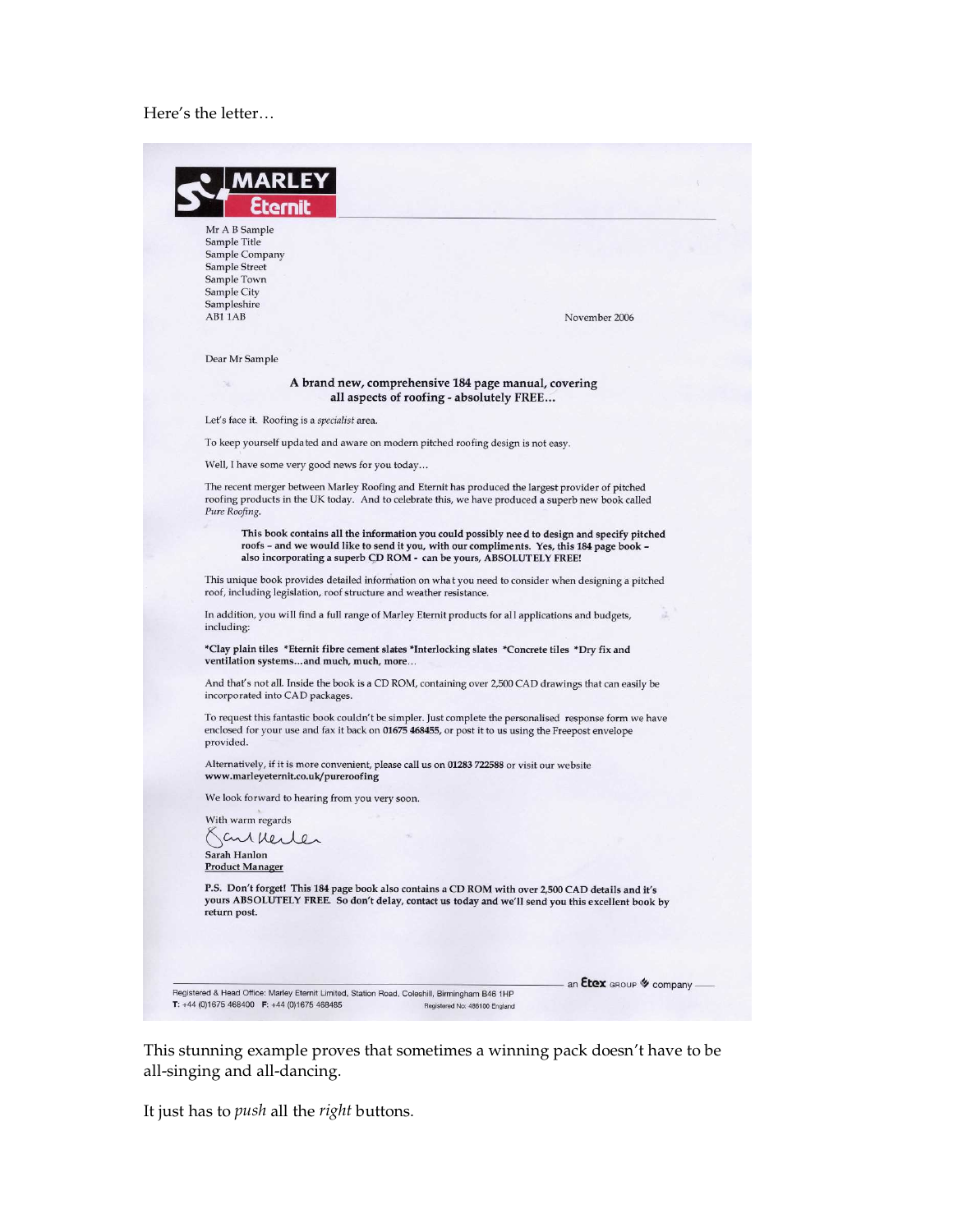Here's the letter…

MARLEY Eternit

Mr A B Sample
Sample Title
Sample Company
Sample Street
Sample Town
Sample City
Sampleshire
AB1 1AB

November 2006

Dear Mr Sample

**A brand new, comprehensive 184 page manual, covering all aspects of roofing - absolutely FREE…**

Let's face it. Roofing is a *specialist* area.

To keep yourself updated and aware on modern pitched roofing design is not easy.

Well, I have some very good news for you today…

The recent merger between Marley Roofing and Eternit has produced the largest provider of pitched roofing products in the UK today. And to celebrate this, we have produced a superb new book called *Pure Roofing*.

> **This book contains all the information you could possibly need to design and specify pitched roofs – and we would like to send it you, with our compliments. Yes, this 184 page book – also incorporating a superb CD ROM - can be yours, ABSOLUTELY FREE!**

This unique book provides detailed information on what you need to consider when designing a pitched roof, including legislation, roof structure and weather resistance.

In addition, you will find a full range of Marley Eternit products for all applications and budgets, including:

**\*Clay plain tiles \*Eternit fibre cement slates \*Interlocking slates \*Concrete tiles \*Dry fix and ventilation systems…and much, much, more…**

And that's not all. Inside the book is a CD ROM, containing over 2,500 CAD drawings that can easily be incorporated into CAD packages.

To request this fantastic book couldn't be simpler. Just complete the personalised response form we have enclosed for your use and fax it back on **01675 468455**, or post it to us using the Freepost envelope provided.

Alternatively, if it is more convenient, please call us on **01283 722588** or visit our website **www.marleyeternit.co.uk/pureroofing**

We look forward to hearing from you very soon.

With warm regards

**Sarah Hanlon**
**Product Manager**

**P.S. Don't forget! This 184 page book also contains a CD ROM with over 2,500 CAD details and it's yours ABSOLUTELY FREE. So don't delay, contact us today and we'll send you this excellent book by return post.**

Registered & Head Office: Marley Eternit Limited, Station Road, Coleshill, Birmingham B46 1HP
T: +44 (0)1675 468400 F: +44 (0)1675 468485 Registered No: 486100 England
an Etex GROUP company

This stunning example proves that sometimes a winning pack doesn't have to be all-singing and all-dancing.

It just has to *push* all the *right* buttons.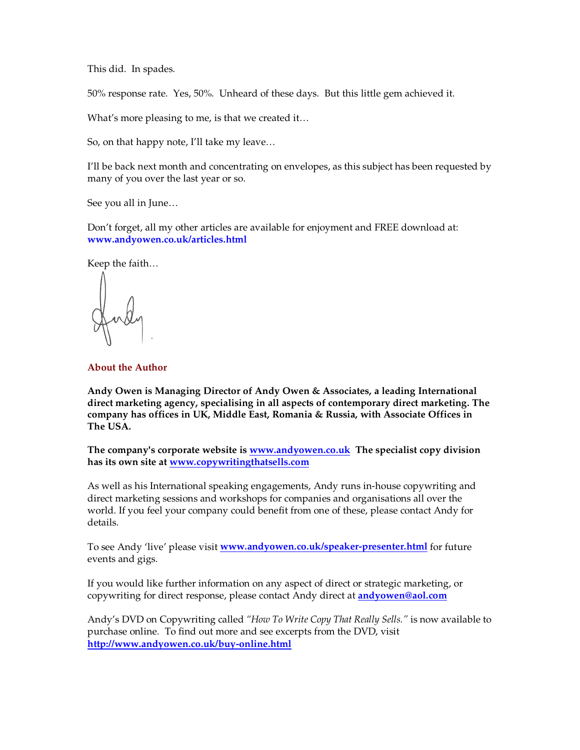This did. In spades.

50% response rate. Yes, 50%. Unheard of these days. But this little gem achieved it.

What's more pleasing to me, is that we created it…

So, on that happy note, I'll take my leave…

I'll be back next month and concentrating on envelopes, as this subject has been requested by many of you over the last year or so.

See you all in June…

Don't forget, all my other articles are available for enjoyment and FREE download at:
**www.andyowen.co.uk/articles.html**

Keep the faith…

Andy

**About the Author**

**Andy Owen is Managing Director of Andy Owen & Associates, a leading International direct marketing agency, specialising in all aspects of contemporary direct marketing. The company has offices in UK, Middle East, Romania & Russia, with Associate Offices in The USA.**

**The company's corporate website is www.andyowen.co.uk The specialist copy division has its own site at www.copywritingthatsells.com**

As well as his International speaking engagements, Andy runs in-house copywriting and direct marketing sessions and workshops for companies and organisations all over the world. If you feel your company could benefit from one of these, please contact Andy for details.

To see Andy 'live' please visit **www.andyowen.co.uk/speaker-presenter.html** for future events and gigs.

If you would like further information on any aspect of direct or strategic marketing, or copywriting for direct response, please contact Andy direct at **andyowen@aol.com**

Andy's DVD on Copywriting called *"How To Write Copy That Really Sells."* is now available to purchase online. To find out more and see excerpts from the DVD, visit
**http://www.andyowen.co.uk/buy-online.html**